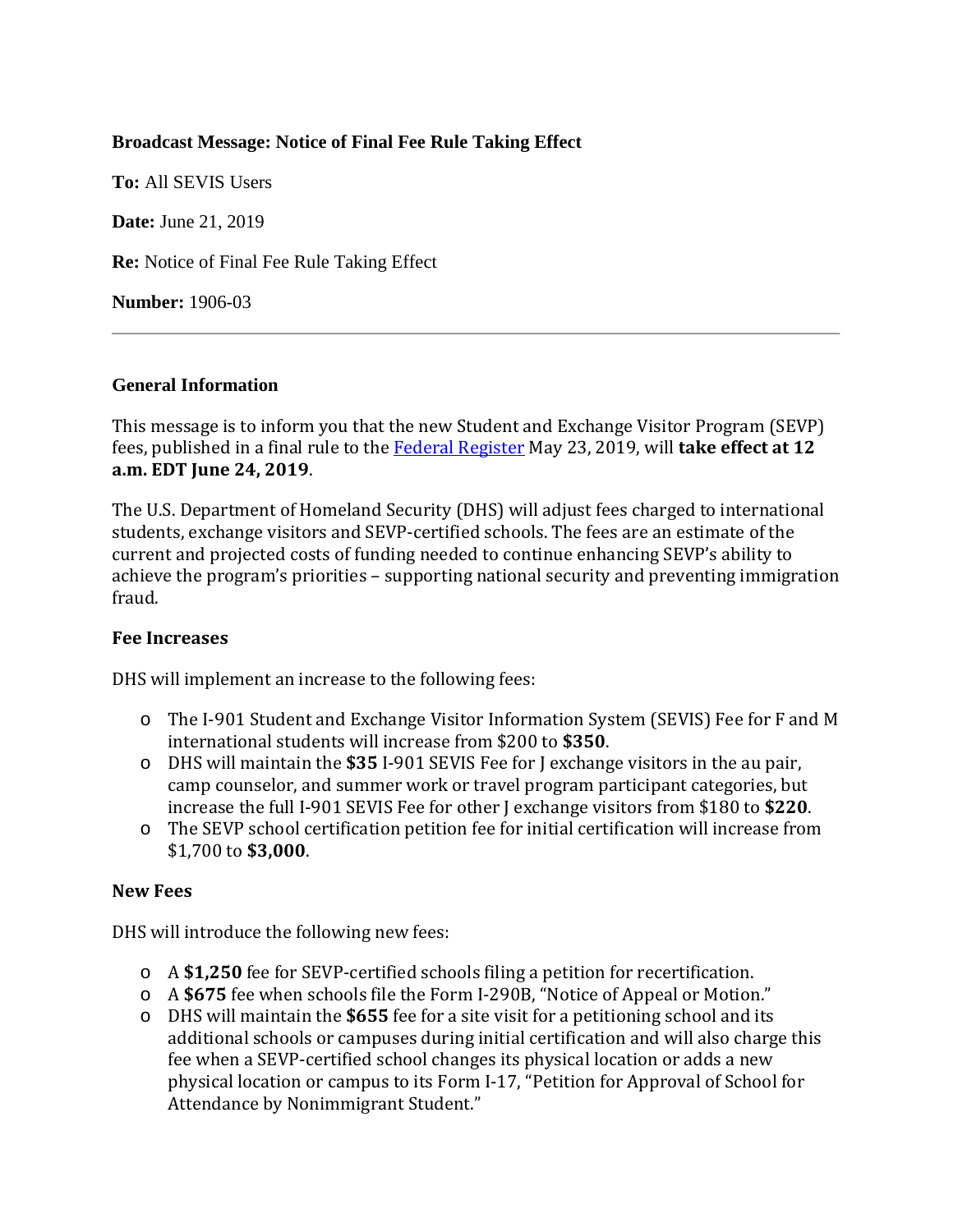**Broadcast Message: Notice of Final Fee Rule Taking Effect**

**To:** All SEVIS Users

**Date:** June 21, 2019

**Re:** Notice of Final Fee Rule Taking Effect

**Number:** 1906-03

---

### General Information

This message is to inform you that the new Student and Exchange Visitor Program (SEVP) fees, published in a final rule to the Federal Register May 23, 2019, will **take effect at 12 a.m. EDT June 24, 2019**.

The U.S. Department of Homeland Security (DHS) will adjust fees charged to international students, exchange visitors and SEVP-certified schools. The fees are an estimate of the current and projected costs of funding needed to continue enhancing SEVP's ability to achieve the program's priorities – supporting national security and preventing immigration fraud.

### Fee Increases

DHS will implement an increase to the following fees:

- The I-901 Student and Exchange Visitor Information System (SEVIS) Fee for F and M international students will increase from $200 to **$350**.
- DHS will maintain the **$35** I-901 SEVIS Fee for J exchange visitors in the au pair, camp counselor, and summer work or travel program participant categories, but increase the full I-901 SEVIS Fee for other J exchange visitors from $180 to **$220**.
- The SEVP school certification petition fee for initial certification will increase from $1,700 to **$3,000**.

### New Fees

DHS will introduce the following new fees:

- A **$1,250** fee for SEVP-certified schools filing a petition for recertification.
- A **$675** fee when schools file the Form I-290B, "Notice of Appeal or Motion."
- DHS will maintain the **$655** fee for a site visit for a petitioning school and its additional schools or campuses during initial certification and will also charge this fee when a SEVP-certified school changes its physical location or adds a new physical location or campus to its Form I-17, "Petition for Approval of School for Attendance by Nonimmigrant Student."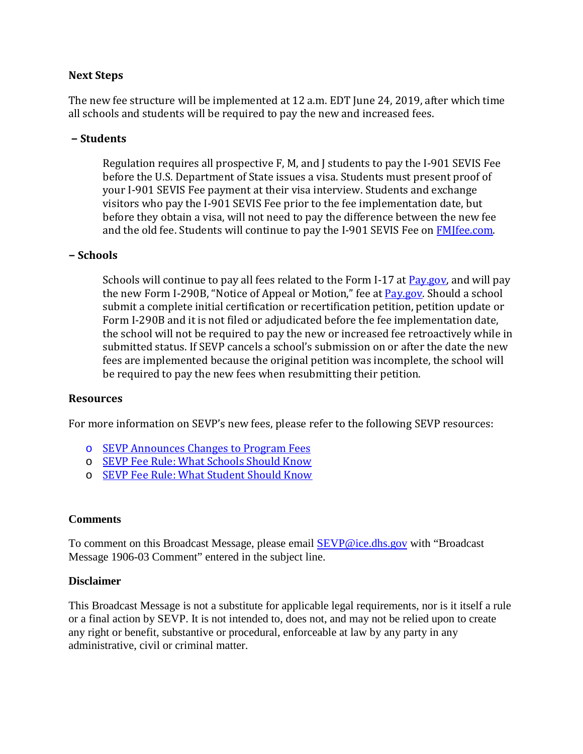**Next Steps**

The new fee structure will be implemented at 12 a.m. EDT June 24, 2019, after which time all schools and students will be required to pay the new and increased fees.

**– Students**

Regulation requires all prospective F, M, and J students to pay the I-901 SEVIS Fee before the U.S. Department of State issues a visa. Students must present proof of your I-901 SEVIS Fee payment at their visa interview. Students and exchange visitors who pay the I-901 SEVIS Fee prior to the fee implementation date, but before they obtain a visa, will not need to pay the difference between the new fee and the old fee. Students will continue to pay the I-901 SEVIS Fee on [FMJfee.com](FMJfee.com).

**– Schools**

Schools will continue to pay all fees related to the Form I-17 at [Pay.gov](Pay.gov), and will pay the new Form I-290B, "Notice of Appeal or Motion," fee at [Pay.gov](Pay.gov). Should a school submit a complete initial certification or recertification petition, petition update or Form I-290B and it is not filed or adjudicated before the fee implementation date, the school will not be required to pay the new or increased fee retroactively while in submitted status. If SEVP cancels a school's submission on or after the date the new fees are implemented because the original petition was incomplete, the school will be required to pay the new fees when resubmitting their petition.

**Resources**

For more information on SEVP's new fees, please refer to the following SEVP resources:

- SEVP Announces Changes to Program Fees
- SEVP Fee Rule: What Schools Should Know
- SEVP Fee Rule: What Student Should Know

**Comments**

To comment on this Broadcast Message, please email SEVP@ice.dhs.gov with "Broadcast Message 1906-03 Comment" entered in the subject line.

**Disclaimer**

This Broadcast Message is not a substitute for applicable legal requirements, nor is it itself a rule or a final action by SEVP. It is not intended to, does not, and may not be relied upon to create any right or benefit, substantive or procedural, enforceable at law by any party in any administrative, civil or criminal matter.